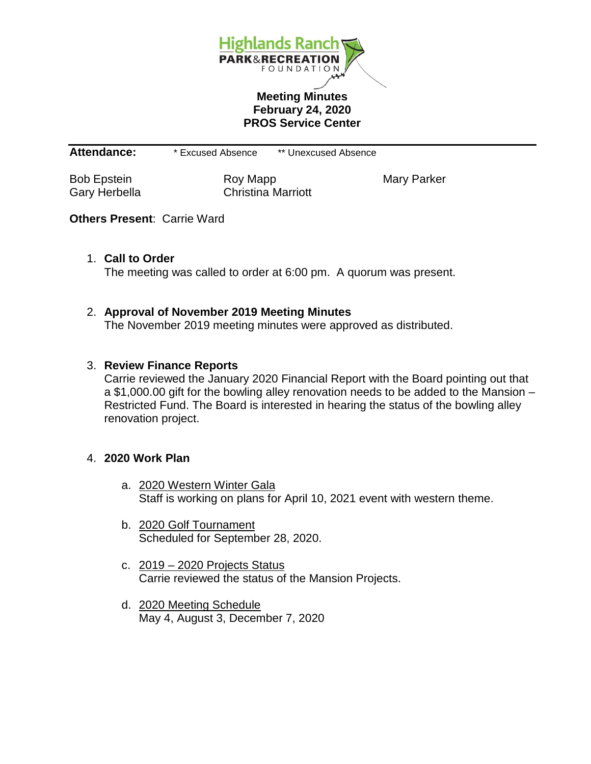Highlands Ranch PARK&RECREATION FOUNDATION

# Meeting Minutes
## February 24, 2020
## PROS Service Center

**Attendance:** * Excused Absence ** Unexcused Absence

| | | |
|---|---|---|
| Bob Epstein | Roy Mapp | Mary Parker |
| Gary Herbella | Christina Marriott | |

**Others Present**: Carrie Ward

1. **Call to Order**
   The meeting was called to order at 6:00 pm. A quorum was present.

2. **Approval of November 2019 Meeting Minutes**
   The November 2019 meeting minutes were approved as distributed.

3. **Review Finance Reports**
   Carrie reviewed the January 2020 Financial Report with the Board pointing out that a $1,000.00 gift for the bowling alley renovation needs to be added to the Mansion – Restricted Fund. The Board is interested in hearing the status of the bowling alley renovation project.

4. **2020 Work Plan**

   a. 2020 Western Winter Gala
      Staff is working on plans for April 10, 2021 event with western theme.

   b. 2020 Golf Tournament
      Scheduled for September 28, 2020.

   c. 2019 – 2020 Projects Status
      Carrie reviewed the status of the Mansion Projects.

   d. 2020 Meeting Schedule
      May 4, August 3, December 7, 2020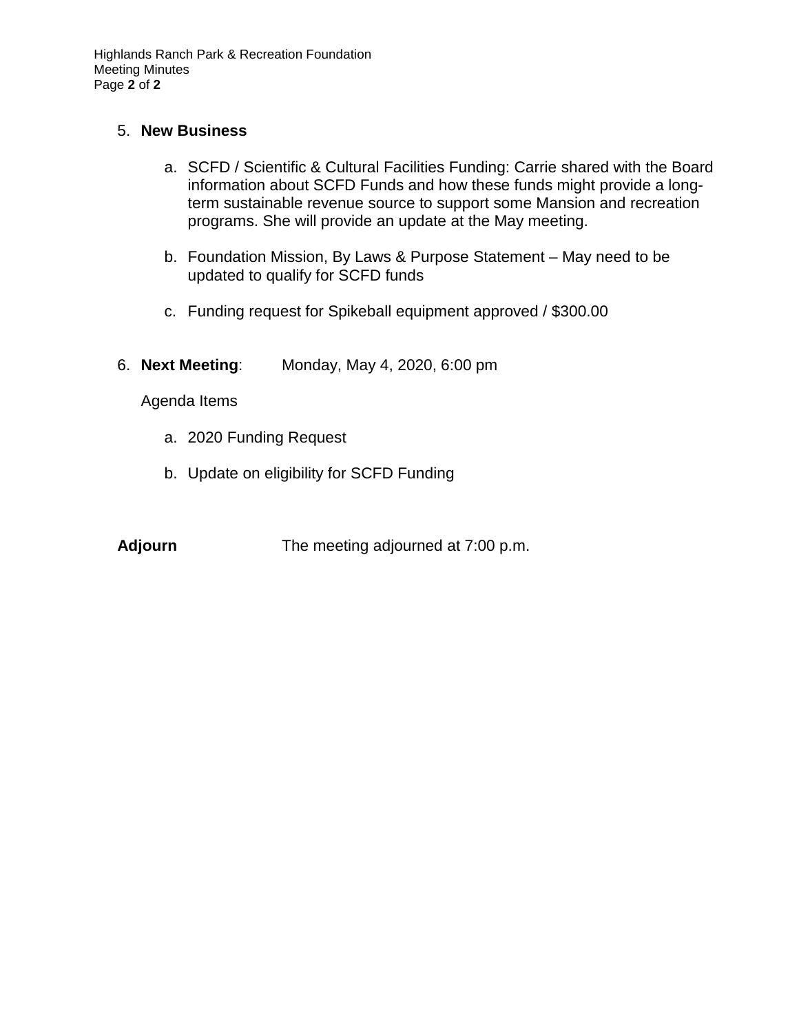5. **New Business**

    a. SCFD / Scientific & Cultural Facilities Funding: Carrie shared with the Board information about SCFD Funds and how these funds might provide a long-term sustainable revenue source to support some Mansion and recreation programs. She will provide an update at the May meeting.

    b. Foundation Mission, By Laws & Purpose Statement – May need to be updated to qualify for SCFD funds

    c. Funding request for Spikeball equipment approved / $300.00

6. **Next Meeting**: Monday, May 4, 2020, 6:00 pm

    Agenda Items

    a. 2020 Funding Request

    b. Update on eligibility for SCFD Funding

**Adjourn** The meeting adjourned at 7:00 p.m.